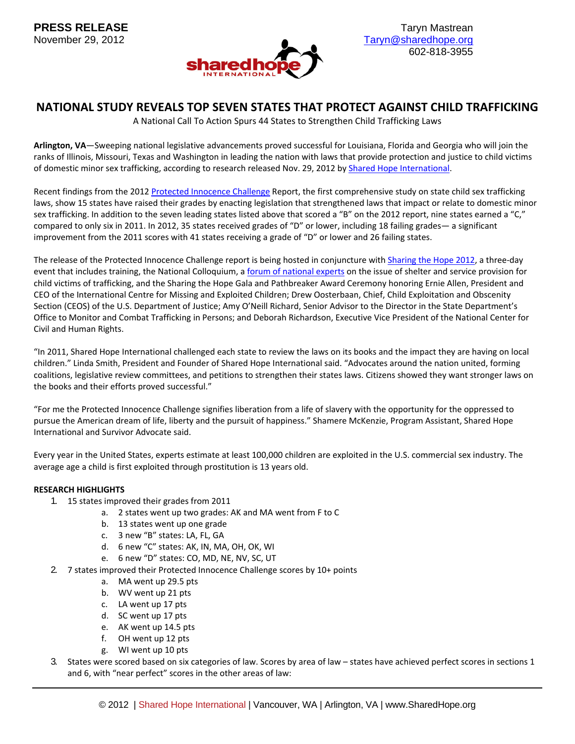**PRESS RELEASE**
November 29, 2012

Taryn Mastrean
Taryn@sharedhope.org
602-818-3955

# NATIONAL STUDY REVEALS TOP SEVEN STATES THAT PROTECT AGAINST CHILD TRAFFICKING

A National Call To Action Spurs 44 States to Strengthen Child Trafficking Laws

**Arlington, VA**—Sweeping national legislative advancements proved successful for Louisiana, Florida and Georgia who will join the ranks of Illinois, Missouri, Texas and Washington in leading the nation with laws that provide protection and justice to child victims of domestic minor sex trafficking, according to research released Nov. 29, 2012 by Shared Hope International.

Recent findings from the 2012 Protected Innocence Challenge Report, the first comprehensive study on state child sex trafficking laws, show 15 states have raised their grades by enacting legislation that strengthened laws that impact or relate to domestic minor sex trafficking. In addition to the seven leading states listed above that scored a "B" on the 2012 report, nine states earned a "C," compared to only six in 2011. In 2012, 35 states received grades of "D" or lower, including 18 failing grades— a significant improvement from the 2011 scores with 41 states receiving a grade of "D" or lower and 26 failing states.

The release of the Protected Innocence Challenge report is being hosted in conjuncture with Sharing the Hope 2012, a three-day event that includes training, the National Colloquium, a forum of national experts on the issue of shelter and service provision for child victims of trafficking, and the Sharing the Hope Gala and Pathbreaker Award Ceremony honoring Ernie Allen, President and CEO of the International Centre for Missing and Exploited Children; Drew Oosterbaan, Chief, Child Exploitation and Obscenity Section (CEOS) of the U.S. Department of Justice; Amy O'Neill Richard, Senior Advisor to the Director in the State Department's Office to Monitor and Combat Trafficking in Persons; and Deborah Richardson, Executive Vice President of the National Center for Civil and Human Rights.

"In 2011, Shared Hope International challenged each state to review the laws on its books and the impact they are having on local children." Linda Smith, President and Founder of Shared Hope International said. "Advocates around the nation united, forming coalitions, legislative review committees, and petitions to strengthen their states laws. Citizens showed they want stronger laws on the books and their efforts proved successful."

"For me the Protected Innocence Challenge signifies liberation from a life of slavery with the opportunity for the oppressed to pursue the American dream of life, liberty and the pursuit of happiness." Shamere McKenzie, Program Assistant, Shared Hope International and Survivor Advocate said.

Every year in the United States, experts estimate at least 100,000 children are exploited in the U.S. commercial sex industry. The average age a child is first exploited through prostitution is 13 years old.

**RESEARCH HIGHLIGHTS**

1. 15 states improved their grades from 2011
    a. 2 states went up two grades: AK and MA went from F to C
    b. 13 states went up one grade
    c. 3 new "B" states: LA, FL, GA
    d. 6 new "C" states: AK, IN, MA, OH, OK, WI
    e. 6 new "D" states: CO, MD, NE, NV, SC, UT
2. 7 states improved their Protected Innocence Challenge scores by 10+ points
    a. MA went up 29.5 pts
    b. WV went up 21 pts
    c. LA went up 17 pts
    d. SC went up 17 pts
    e. AK went up 14.5 pts
    f. OH went up 12 pts
    g. WI went up 10 pts
3. States were scored based on six categories of law. Scores by area of law – states have achieved perfect scores in sections 1 and 6, with "near perfect" scores in the other areas of law: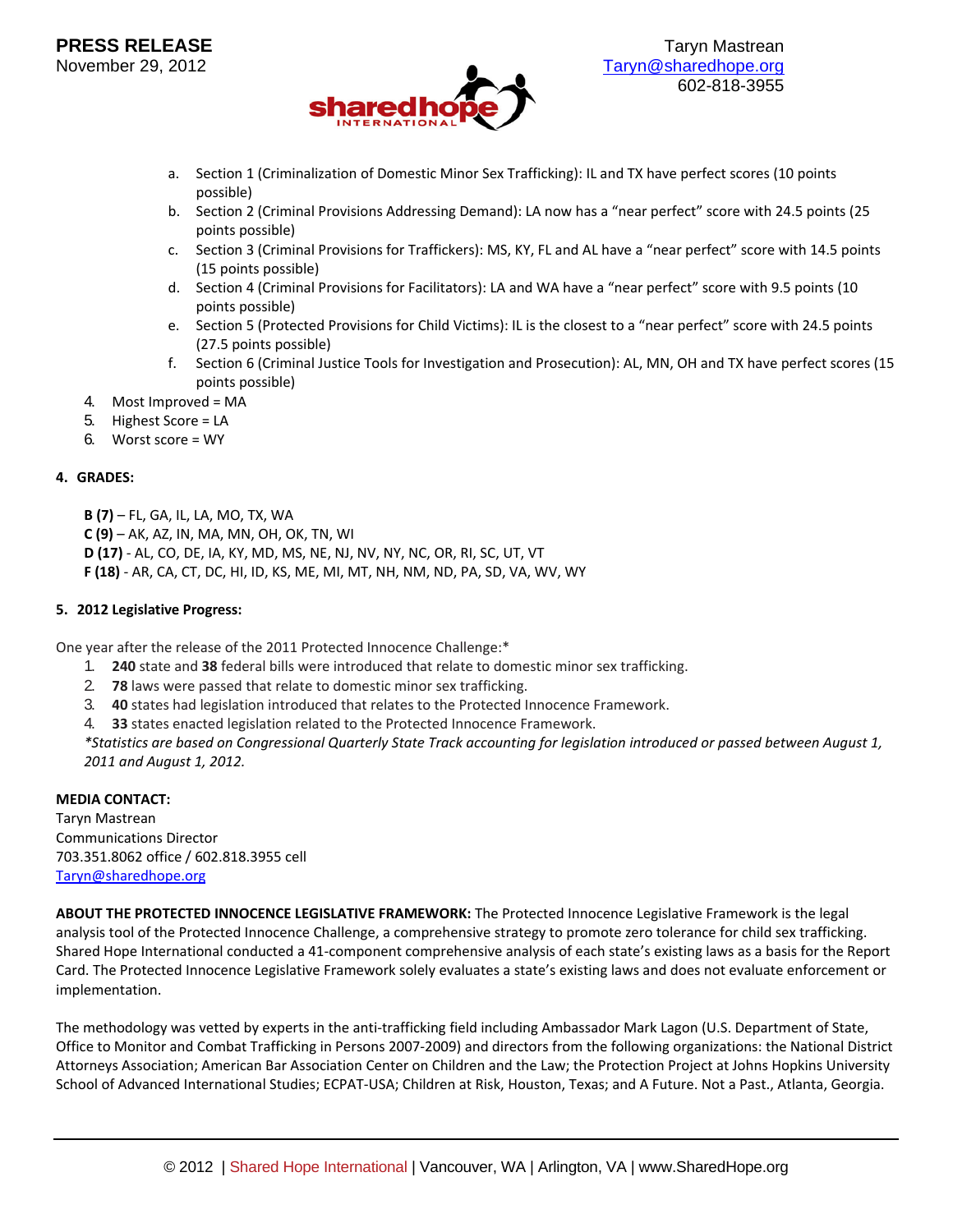a. Section 1 (Criminalization of Domestic Minor Sex Trafficking): IL and TX have perfect scores (10 points possible)
b. Section 2 (Criminal Provisions Addressing Demand): LA now has a "near perfect" score with 24.5 points (25 points possible)
c. Section 3 (Criminal Provisions for Traffickers): MS, KY, FL and AL have a "near perfect" score with 14.5 points (15 points possible)
d. Section 4 (Criminal Provisions for Facilitators): LA and WA have a "near perfect" score with 9.5 points (10 points possible)
e. Section 5 (Protected Provisions for Child Victims): IL is the closest to a "near perfect" score with 24.5 points (27.5 points possible)
f. Section 6 (Criminal Justice Tools for Investigation and Prosecution): AL, MN, OH and TX have perfect scores (15 points possible)

4. Most Improved = MA
5. Highest Score = LA
6. Worst score = WY

**4. GRADES:**

**B (7)** – FL, GA, IL, LA, MO, TX, WA
**C (9)** – AK, AZ, IN, MA, MN, OH, OK, TN, WI
**D (17)** - AL, CO, DE, IA, KY, MD, MS, NE, NJ, NV, NY, NC, OR, RI, SC, UT, VT
**F (18)** - AR, CA, CT, DC, HI, ID, KS, ME, MI, MT, NH, NM, ND, PA, SD, VA, WV, WY

**5. 2012 Legislative Progress:**

One year after the release of the 2011 Protected Innocence Challenge:*

1. **240** state and **38** federal bills were introduced that relate to domestic minor sex trafficking.
2. **78** laws were passed that relate to domestic minor sex trafficking.
3. **40** states had legislation introduced that relates to the Protected Innocence Framework.
4. **33** states enacted legislation related to the Protected Innocence Framework.

*\*Statistics are based on Congressional Quarterly State Track accounting for legislation introduced or passed between August 1, 2011 and August 1, 2012.*

**MEDIA CONTACT:**
Taryn Mastrean
Communications Director
703.351.8062 office / 602.818.3955 cell
Taryn@sharedhope.org

**ABOUT THE PROTECTED INNOCENCE LEGISLATIVE FRAMEWORK:** The Protected Innocence Legislative Framework is the legal analysis tool of the Protected Innocence Challenge, a comprehensive strategy to promote zero tolerance for child sex trafficking. Shared Hope International conducted a 41-component comprehensive analysis of each state's existing laws as a basis for the Report Card. The Protected Innocence Legislative Framework solely evaluates a state's existing laws and does not evaluate enforcement or implementation.

The methodology was vetted by experts in the anti-trafficking field including Ambassador Mark Lagon (U.S. Department of State, Office to Monitor and Combat Trafficking in Persons 2007-2009) and directors from the following organizations: the National District Attorneys Association; American Bar Association Center on Children and the Law; the Protection Project at Johns Hopkins University School of Advanced International Studies; ECPAT-USA; Children at Risk, Houston, Texas; and A Future. Not a Past., Atlanta, Georgia.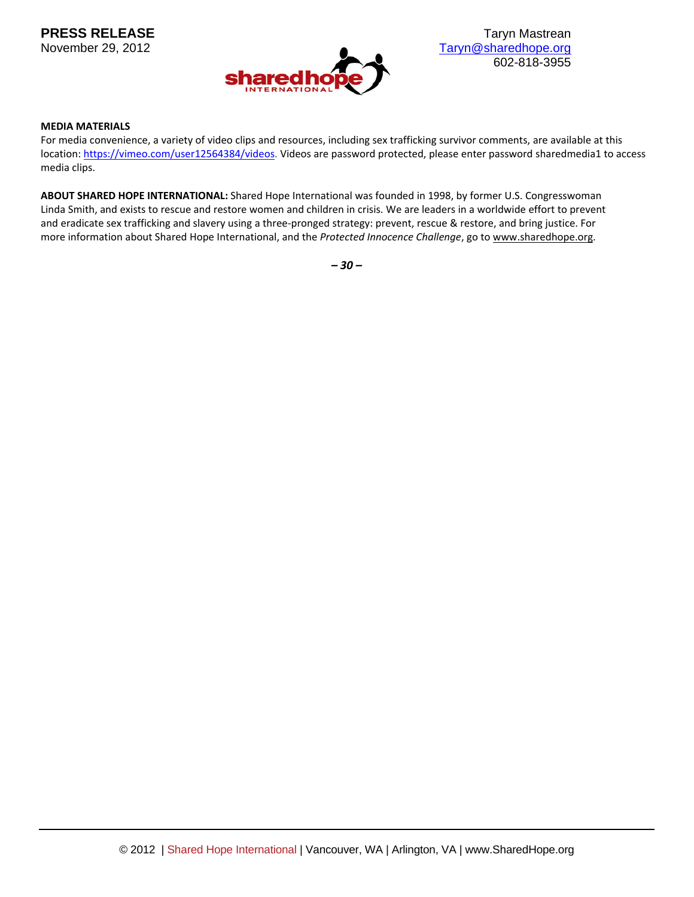**PRESS RELEASE**
November 29, 2012

Taryn Mastrean
Taryn@sharedhope.org
602-818-3955

**MEDIA MATERIALS**
For media convenience, a variety of video clips and resources, including sex trafficking survivor comments, are available at this location: https://vimeo.com/user12564384/videos. Videos are password protected, please enter password sharedmedia1 to access media clips.

**ABOUT SHARED HOPE INTERNATIONAL:** Shared Hope International was founded in 1998, by former U.S. Congresswoman Linda Smith, and exists to rescue and restore women and children in crisis. We are leaders in a worldwide effort to prevent and eradicate sex trafficking and slavery using a three-pronged strategy: prevent, rescue & restore, and bring justice. For more information about Shared Hope International, and the *Protected Innocence Challenge*, go to www.sharedhope.org.

***– 30 –***